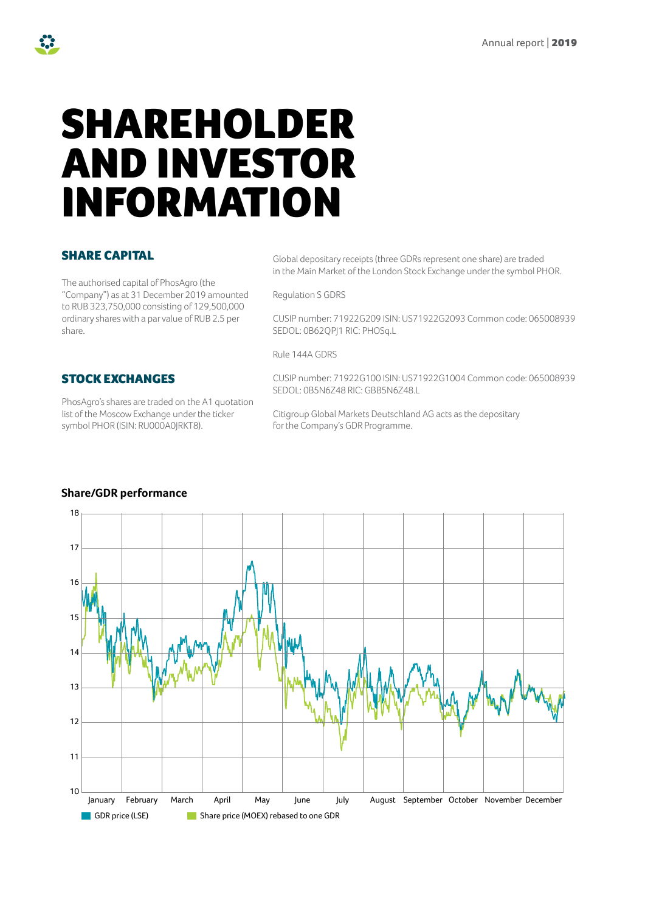# SHAREHOLDER AND INVESTOR INFORMATION

## SHARE CAPITAL

The authorised capital of PhosAgro (the "Company") as at 31 December 2019 amounted to RUB 323,750,000 consisting of 129,500,000 ordinary shares with a par value of RUB 2.5 per share.

## STOCK EXCHANGES

PhosAgro's shares are traded on the A1 quotation list of the Moscow Exchange under the ticker symbol PHOR (ISIN: RU000A0JRKT8).

Global depositary receipts (three GDRs represent one share) are traded in the Main Market of the London Stock Exchange under the symbol PHOR.

Regulation S GDRS

CUSIP number: 71922G209 ISIN: US71922G2093 Common code: 065008939 SEDOL: 0B62QPJ1 RIC: PHOSq.L

Rule 144A GDRS

CUSIP number: 71922G100 ISIN: US71922G1004 Common code: 065008939 SEDOL: 0B5N6Z48 RIC: GBB5N6Z48.L

Citigroup Global Markets Deutschland AG acts as the depositary for the Company's GDR Programme.

### Share/GDR performance

18
17
16
15
14
13
12
11
10

January February March April May June July August September October November December

GDR price (LSE)
Share price (MOEX) rebased to one GDR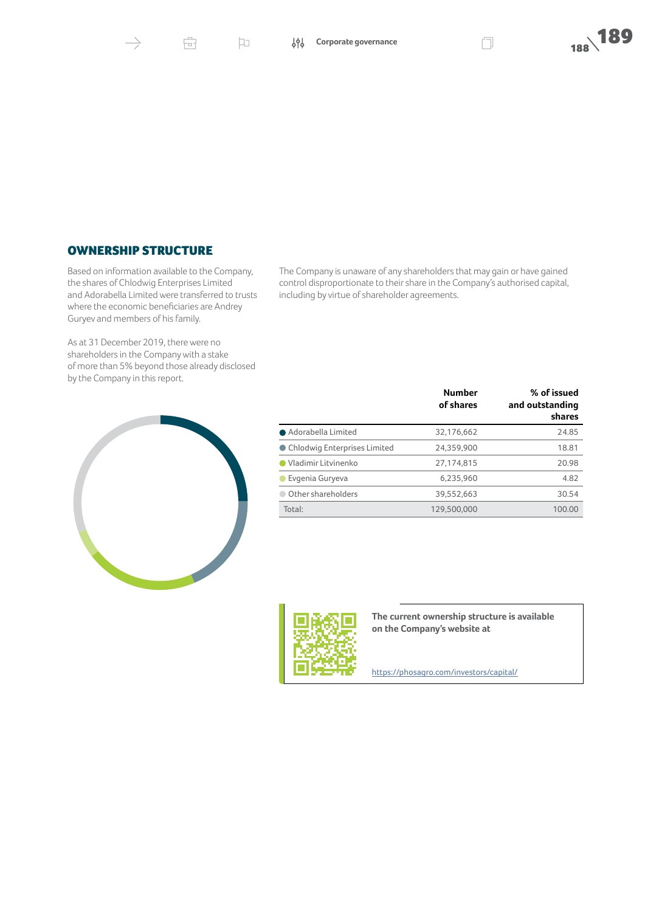## OWNERSHIP STRUCTURE

Based on information available to the Company, the shares of Chlodwig Enterprises Limited and Adorabella Limited were transferred to trusts where the economic beneficiaries are Andrey Guryev and members of his family.

As at 31 December 2019, there were no shareholders in the Company with a stake of more than 5% beyond those already disclosed by the Company in this report.

The Company is unaware of any shareholders that may gain or have gained control disproportionate to their share in the Company's authorised capital, including by virtue of shareholder agreements.

| | Number of shares | % of issued and outstanding shares |
|---|---|---|
| Adorabella Limited | 32,176,662 | 24.85 |
| Chlodwig Enterprises Limited | 24,359,900 | 18.81 |
| Vladimir Litvinenko | 27,174,815 | 20.98 |
| Evgenia Guryeva | 6,235,960 | 4.82 |
| Other shareholders | 39,552,663 | 30.54 |
| Total: | 129,500,000 | 100.00 |

**The current ownership structure is available on the Company's website at**

https://phosagro.com/investors/capital/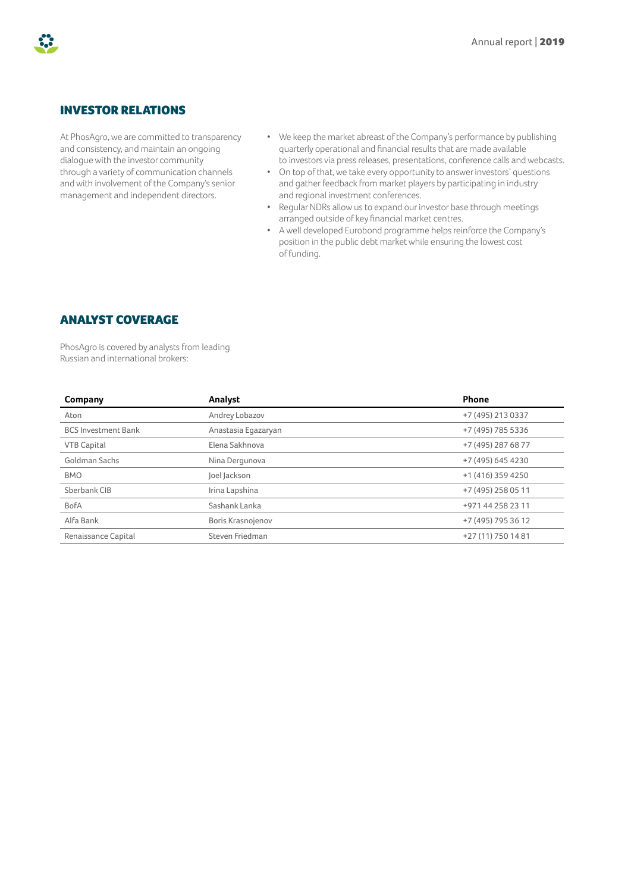## INVESTOR RELATIONS

At PhosAgro, we are committed to transparency and consistency, and maintain an ongoing dialogue with the investor community through a variety of communication channels and with involvement of the Company's senior management and independent directors.

- We keep the market abreast of the Company's performance by publishing quarterly operational and financial results that are made available to investors via press releases, presentations, conference calls and webcasts.
- On top of that, we take every opportunity to answer investors' questions and gather feedback from market players by participating in industry and regional investment conferences.
- Regular NDRs allow us to expand our investor base through meetings arranged outside of key financial market centres.
- A well developed Eurobond programme helps reinforce the Company's position in the public debt market while ensuring the lowest cost of funding.

## ANALYST COVERAGE

PhosAgro is covered by analysts from leading Russian and international brokers:

| Company | Analyst | Phone |
|---|---|---|
| Aton | Andrey Lobazov | +7 (495) 213 0337 |
| BCS Investment Bank | Anastasia Egazaryan | +7 (495) 785 5336 |
| VTB Capital | Elena Sakhnova | +7 (495) 287 68 77 |
| Goldman Sachs | Nina Dergunova | +7 (495) 645 4230 |
| BMO | Joel Jackson | +1 (416) 359 4250 |
| Sberbank CIB | Irina Lapshina | +7 (495) 258 05 11 |
| BofA | Sashank Lanka | +971 44 258 23 11 |
| Alfa Bank | Boris Krasnojenov | +7 (495) 795 36 12 |
| Renaissance Capital | Steven Friedman | +27 (11) 750 14 81 |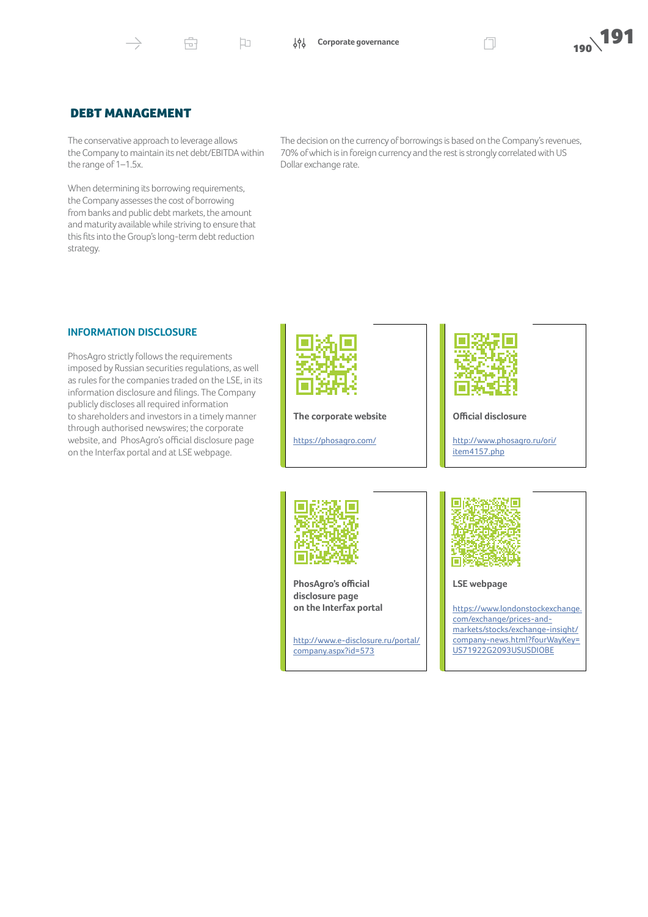## DEBT MANAGEMENT

The conservative approach to leverage allows the Company to maintain its net debt/EBITDA within the range of 1–1.5x.

When determining its borrowing requirements, the Company assesses the cost of borrowing from banks and public debt markets, the amount and maturity available while striving to ensure that this fits into the Group's long-term debt reduction strategy.

The decision on the currency of borrowings is based on the Company's revenues, 70% of which is in foreign currency and the rest is strongly correlated with US Dollar exchange rate.

## INFORMATION DISCLOSURE

PhosAgro strictly follows the requirements imposed by Russian securities regulations, as well as rules for the companies traded on the LSE, in its information disclosure and filings. The Company publicly discloses all required information to shareholders and investors in a timely manner through authorised newswires; the corporate website, and PhosAgro's official disclosure page on the Interfax portal and at LSE webpage.

**The corporate website**

https://phosagro.com/

**Official disclosure**

http://www.phosagro.ru/ori/item4157.php

**PhosAgro's official disclosure page on the Interfax portal**

http://www.e-disclosure.ru/portal/company.aspx?id=573

**LSE webpage**

https://www.londonstockexchange.com/exchange/prices-and-markets/stocks/exchange-insight/company-news.html?fourWayKey=US71922G2093USUSDIOBE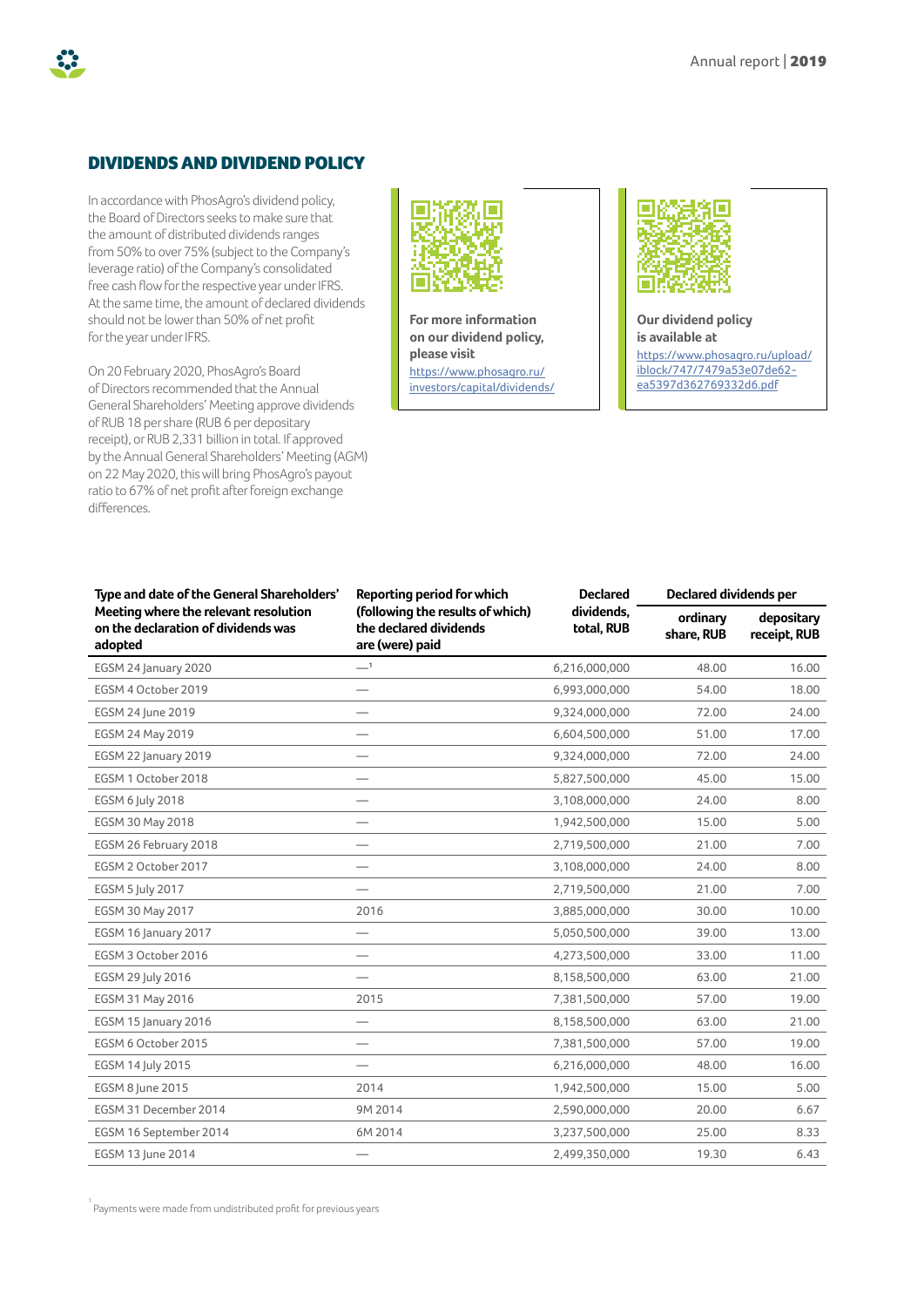## DIVIDENDS AND DIVIDEND POLICY

In accordance with PhosAgro's dividend policy, the Board of Directors seeks to make sure that the amount of distributed dividends ranges from 50% to over 75% (subject to the Company's leverage ratio) of the Company's consolidated free cash flow for the respective year under IFRS. At the same time, the amount of declared dividends should not be lower than 50% of net profit for the year under IFRS.

On 20 February 2020, PhosAgro's Board of Directors recommended that the Annual General Shareholders' Meeting approve dividends of RUB 18 per share (RUB 6 per depositary receipt), or RUB 2,331 billion in total. If approved by the Annual General Shareholders' Meeting (AGM) on 22 May 2020, this will bring PhosAgro's payout ratio to 67% of net profit after foreign exchange differences.

**For more information on our dividend policy, please visit** https://www.phosagro.ru/investors/capital/dividends/

**Our dividend policy is available at** https://www.phosagro.ru/upload/iblock/747/7479a53e07de62-ea5397d362769332d6.pdf

| Type and date of the General Shareholders' Meeting where the relevant resolution on the declaration of dividends was adopted | Reporting period for which (following the results of which) the declared dividends are (were) paid | Declared dividends, total, RUB | Declared dividends per | |
|---|---|---|---|---|
| | | | ordinary share, RUB | depositary receipt, RUB |
| EGSM 24 January 2020 | —[1] | 6,216,000,000 | 48.00 | 16.00 |
| EGSM 4 October 2019 | — | 6,993,000,000 | 54.00 | 18.00 |
| EGSM 24 June 2019 | — | 9,324,000,000 | 72.00 | 24.00 |
| EGSM 24 May 2019 | — | 6,604,500,000 | 51.00 | 17.00 |
| EGSM 22 January 2019 | — | 9,324,000,000 | 72.00 | 24.00 |
| EGSM 1 October 2018 | — | 5,827,500,000 | 45.00 | 15.00 |
| EGSM 6 July 2018 | — | 3,108,000,000 | 24.00 | 8.00 |
| EGSM 30 May 2018 | — | 1,942,500,000 | 15.00 | 5.00 |
| EGSM 26 February 2018 | — | 2,719,500,000 | 21.00 | 7.00 |
| EGSM 2 October 2017 | — | 3,108,000,000 | 24.00 | 8.00 |
| EGSM 5 July 2017 | — | 2,719,500,000 | 21.00 | 7.00 |
| EGSM 30 May 2017 | 2016 | 3,885,000,000 | 30.00 | 10.00 |
| EGSM 16 January 2017 | — | 5,050,500,000 | 39.00 | 13.00 |
| EGSM 3 October 2016 | — | 4,273,500,000 | 33.00 | 11.00 |
| EGSM 29 July 2016 | — | 8,158,500,000 | 63.00 | 21.00 |
| EGSM 31 May 2016 | 2015 | 7,381,500,000 | 57.00 | 19.00 |
| EGSM 15 January 2016 | — | 8,158,500,000 | 63.00 | 21.00 |
| EGSM 6 October 2015 | — | 7,381,500,000 | 57.00 | 19.00 |
| EGSM 14 July 2015 | — | 6,216,000,000 | 48.00 | 16.00 |
| EGSM 8 June 2015 | 2014 | 1,942,500,000 | 15.00 | 5.00 |
| EGSM 31 December 2014 | 9M 2014 | 2,590,000,000 | 20.00 | 6.67 |
| EGSM 16 September 2014 | 6M 2014 | 3,237,500,000 | 25.00 | 8.33 |
| EGSM 13 June 2014 | — | 2,499,350,000 | 19.30 | 6.43 |

[1] Payments were made from undistributed profit for previous years